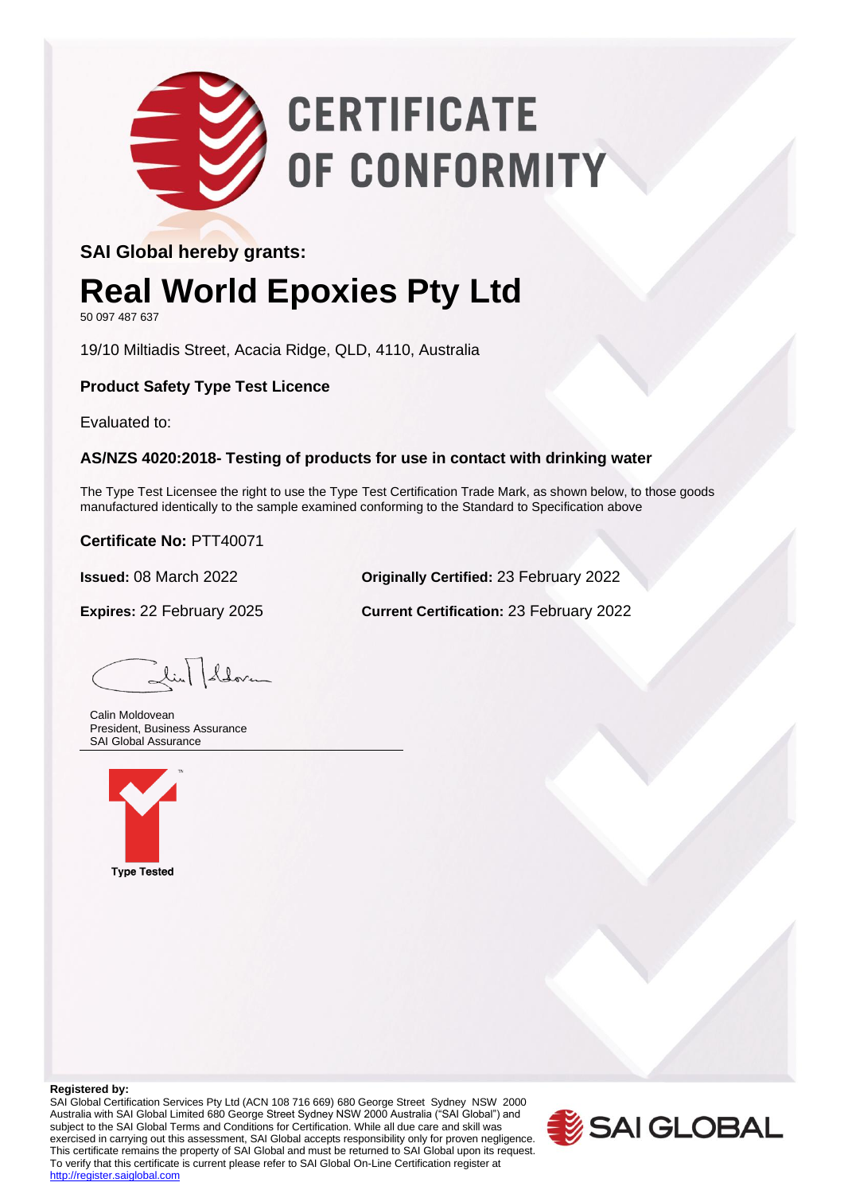# CERTIFICATE OF CONFORMITY

**SAI Global hereby grants:**

# Real World Epoxies Pty Ltd

50 097 487 637

19/10 Miltiadis Street, Acacia Ridge, QLD, 4110, Australia

**Product Safety Type Test Licence**

Evaluated to:

**AS/NZS 4020:2018- Testing of products for use in contact with drinking water**

The Type Test Licensee the right to use the Type Test Certification Trade Mark, as shown below, to those goods manufactured identically to the sample examined conforming to the Standard to Specification above

**Certificate No:** PTT40071

**Issued:** 08 March 2022

**Originally Certified:** 23 February 2022

**Expires:** 22 February 2025

**Current Certification:** 23 February 2022

Calin Moldovean
President, Business Assurance
SAI Global Assurance

Type Tested

**Registered by:**
SAI Global Certification Services Pty Ltd (ACN 108 716 669) 680 George Street Sydney NSW 2000 Australia with SAI Global Limited 680 George Street Sydney NSW 2000 Australia ("SAI Global") and subject to the SAI Global Terms and Conditions for Certification. While all due care and skill was exercised in carrying out this assessment, SAI Global accepts responsibility only for proven negligence. This certificate remains the property of SAI Global and must be returned to SAI Global upon its request. To verify that this certificate is current please refer to SAI Global On-Line Certification register at http://register.saiglobal.com

SAI GLOBAL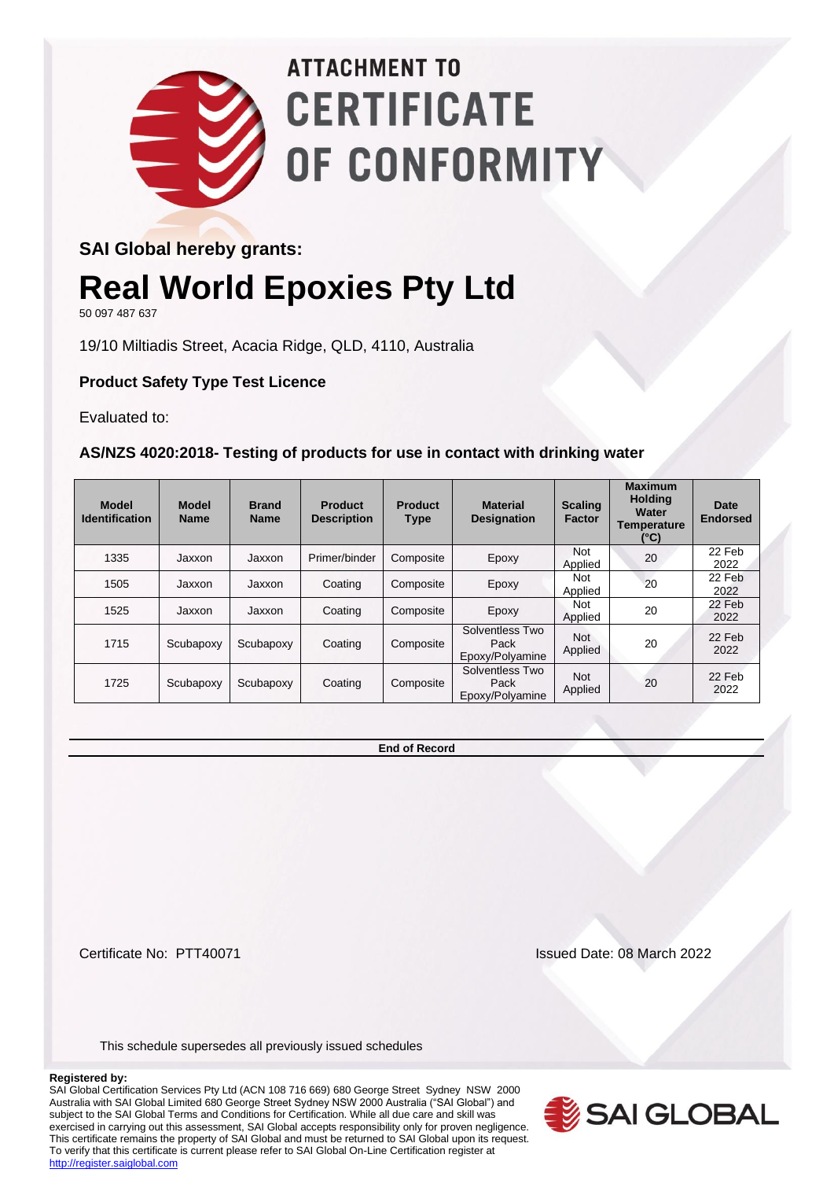# ATTACHMENT TO CERTIFICATE OF CONFORMITY

**SAI Global hereby grants:**

# Real World Epoxies Pty Ltd

50 097 487 637

19/10 Miltiadis Street, Acacia Ridge, QLD, 4110, Australia

**Product Safety Type Test Licence**

Evaluated to:

**AS/NZS 4020:2018- Testing of products for use in contact with drinking water**

| Model Identification | Model Name | Brand Name | Product Description | Product Type | Material Designation | Scaling Factor | Maximum Holding Water Temperature (°C) | Date Endorsed |
|---|---|---|---|---|---|---|---|---|
| 1335 | Jaxxon | Jaxxon | Primer/binder | Composite | Epoxy | Not Applied | 20 | 22 Feb 2022 |
| 1505 | Jaxxon | Jaxxon | Coating | Composite | Epoxy | Not Applied | 20 | 22 Feb 2022 |
| 1525 | Jaxxon | Jaxxon | Coating | Composite | Epoxy | Not Applied | 20 | 22 Feb 2022 |
| 1715 | Scubapoxy | Scubapoxy | Coating | Composite | Solventless Two Pack Epoxy/Polyamine | Not Applied | 20 | 22 Feb 2022 |
| 1725 | Scubapoxy | Scubapoxy | Coating | Composite | Solventless Two Pack Epoxy/Polyamine | Not Applied | 20 | 22 Feb 2022 |

**End of Record**

Certificate No: PTT40071

Issued Date: 08 March 2022

This schedule supersedes all previously issued schedules

**Registered by:**
SAI Global Certification Services Pty Ltd (ACN 108 716 669) 680 George Street Sydney NSW 2000 Australia with SAI Global Limited 680 George Street Sydney NSW 2000 Australia ("SAI Global") and subject to the SAI Global Terms and Conditions for Certification. While all due care and skill was exercised in carrying out this assessment, SAI Global accepts responsibility only for proven negligence. This certificate remains the property of SAI Global and must be returned to SAI Global upon its request. To verify that this certificate is current please refer to SAI Global On-Line Certification register at http://register.saiglobal.com

SAI GLOBAL